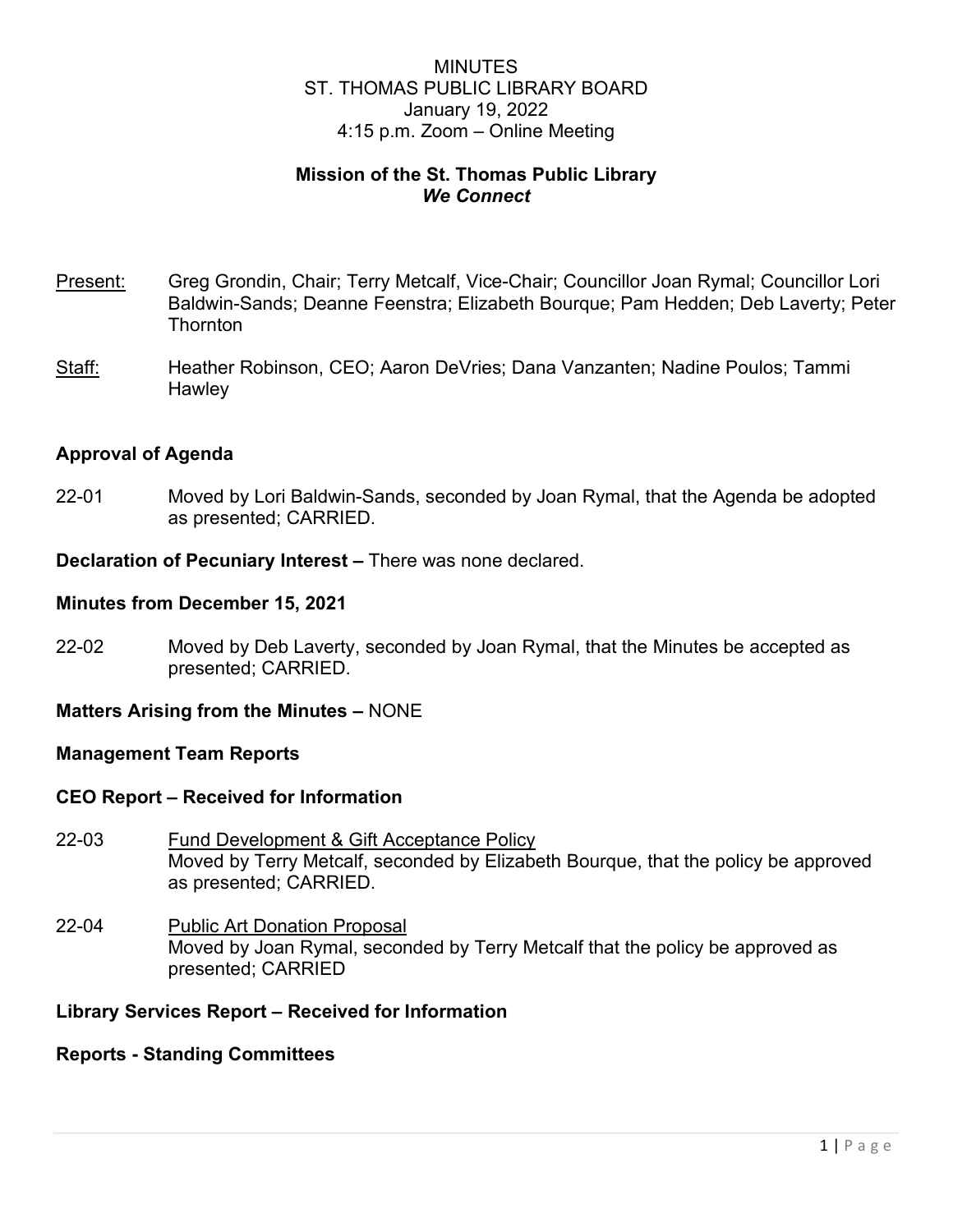# MINUTES
## ST. THOMAS PUBLIC LIBRARY BOARD
January 19, 2022
4:15 p.m. Zoom – Online Meeting

**Mission of the St. Thomas Public Library**
***We Connect***

Present: Greg Grondin, Chair; Terry Metcalf, Vice-Chair; Councillor Joan Rymal; Councillor Lori Baldwin-Sands; Deanne Feenstra; Elizabeth Bourque; Pam Hedden; Deb Laverty; Peter Thornton

Staff: Heather Robinson, CEO; Aaron DeVries; Dana Vanzanten; Nadine Poulos; Tammi Hawley

**Approval of Agenda**

22-01 Moved by Lori Baldwin-Sands, seconded by Joan Rymal, that the Agenda be adopted as presented; CARRIED.

**Declaration of Pecuniary Interest –** There was none declared.

**Minutes from December 15, 2021**

22-02 Moved by Deb Laverty, seconded by Joan Rymal, that the Minutes be accepted as presented; CARRIED.

**Matters Arising from the Minutes –** NONE

**Management Team Reports**

**CEO Report – Received for Information**

22-03 Fund Development & Gift Acceptance Policy
Moved by Terry Metcalf, seconded by Elizabeth Bourque, that the policy be approved as presented; CARRIED.

22-04 Public Art Donation Proposal
Moved by Joan Rymal, seconded by Terry Metcalf that the policy be approved as presented; CARRIED

**Library Services Report – Received for Information**

**Reports - Standing Committees**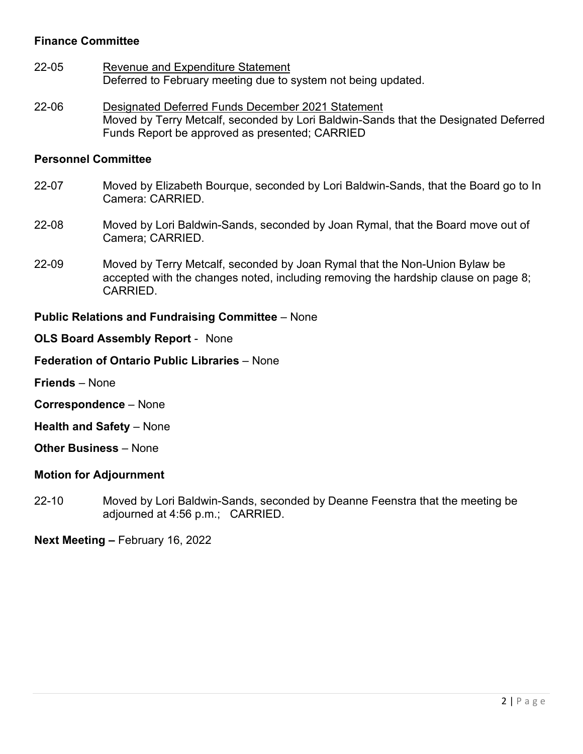**Finance Committee**

22-05 Revenue and Expenditure Statement
Deferred to February meeting due to system not being updated.

22-06 Designated Deferred Funds December 2021 Statement
Moved by Terry Metcalf, seconded by Lori Baldwin-Sands that the Designated Deferred Funds Report be approved as presented; CARRIED

**Personnel Committee**

22-07 Moved by Elizabeth Bourque, seconded by Lori Baldwin-Sands, that the Board go to In Camera: CARRIED.

22-08 Moved by Lori Baldwin-Sands, seconded by Joan Rymal, that the Board move out of Camera; CARRIED.

22-09 Moved by Terry Metcalf, seconded by Joan Rymal that the Non-Union Bylaw be accepted with the changes noted, including removing the hardship clause on page 8; CARRIED.

**Public Relations and Fundraising Committee** – None

**OLS Board Assembly Report** - None

**Federation of Ontario Public Libraries** – None

**Friends** – None

**Correspondence** – None

**Health and Safety** – None

**Other Business** – None

**Motion for Adjournment**

22-10 Moved by Lori Baldwin-Sands, seconded by Deanne Feenstra that the meeting be adjourned at 4:56 p.m.; CARRIED.

**Next Meeting –** February 16, 2022